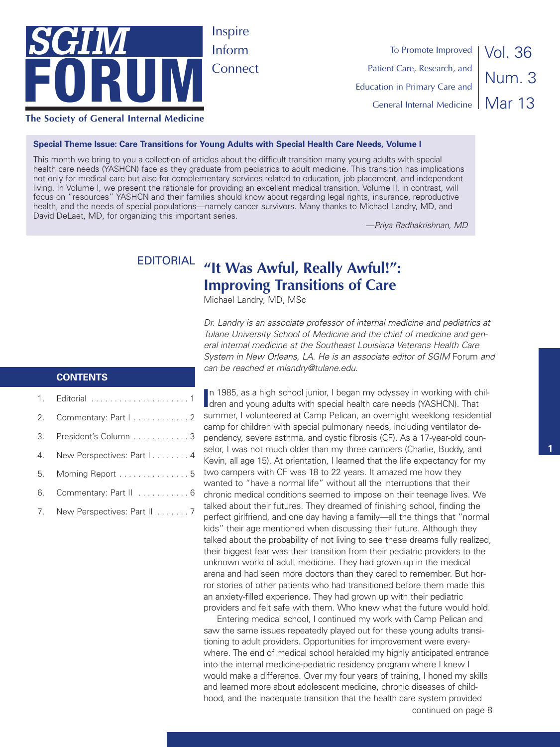# SGIM FORUM

The Society of General Internal Medicine

Inspire
Inform
Connect

To Promote Improved Patient Care, Research, and Education in Primary Care and General Internal Medicine

Vol. 36 Num. 3 Mar 13

**Special Theme Issue: Care Transitions for Young Adults with Special Health Care Needs, Volume I**

This month we bring to you a collection of articles about the difficult transition many young adults with special health care needs (YASHCN) face as they graduate from pediatrics to adult medicine. This transition has implications not only for medical care but also for complementary services related to education, job placement, and independent living. In Volume I, we present the rationale for providing an excellent medical transition. Volume II, in contrast, will focus on "resources" YASHCN and their families should know about regarding legal rights, insurance, reproductive health, and the needs of special populations—namely cancer survivors. Many thanks to Michael Landry, MD, and David DeLaet, MD, for organizing this important series.

*—Priya Radhakrishnan, MD*

**CONTENTS**

1. Editorial . . . . . . . . . . . . . . . . . . . . . 1
2. Commentary: Part I . . . . . . . . . . . . 2
3. President's Column . . . . . . . . . . . . 3
4. New Perspectives: Part I . . . . . . . . 4
5. Morning Report . . . . . . . . . . . . . . . 5
6. Commentary: Part II . . . . . . . . . . . 6
7. New Perspectives: Part II . . . . . . . 7

EDITORIAL

## "It Was Awful, Really Awful!": Improving Transitions of Care

Michael Landry, MD, MSc

*Dr. Landry is an associate professor of internal medicine and pediatrics at Tulane University School of Medicine and the chief of medicine and general internal medicine at the Southeast Louisiana Veterans Health Care System in New Orleans, LA. He is an associate editor of SGIM* Forum *and can be reached at mlandry@tulane.edu.*

In 1985, as a high school junior, I began my odyssey in working with children and young adults with special health care needs (YASHCN). That summer, I volunteered at Camp Pelican, an overnight weeklong residential camp for children with special pulmonary needs, including ventilator dependency, severe asthma, and cystic fibrosis (CF). As a 17-year-old counselor, I was not much older than my three campers (Charlie, Buddy, and Kevin, all age 15). At orientation, I learned that the life expectancy for my two campers with CF was 18 to 22 years. It amazed me how they wanted to "have a normal life" without all the interruptions that their chronic medical conditions seemed to impose on their teenage lives. We talked about their futures. They dreamed of finishing school, finding the perfect girlfriend, and one day having a family—all the things that "normal kids" their age mentioned when discussing their future. Although they talked about the probability of not living to see these dreams fully realized, their biggest fear was their transition from their pediatric providers to the unknown world of adult medicine. They had grown up in the medical arena and had seen more doctors than they cared to remember. But horror stories of other patients who had transitioned before them made this an anxiety-filled experience. They had grown up with their pediatric providers and felt safe with them. Who knew what the future would hold.

Entering medical school, I continued my work with Camp Pelican and saw the same issues repeatedly played out for these young adults transitioning to adult providers. Opportunities for improvement were everywhere. The end of medical school heralded my highly anticipated entrance into the internal medicine-pediatric residency program where I knew I would make a difference. Over my four years of training, I honed my skills and learned more about adolescent medicine, chronic diseases of childhood, and the inadequate transition that the health care system provided

continued on page 8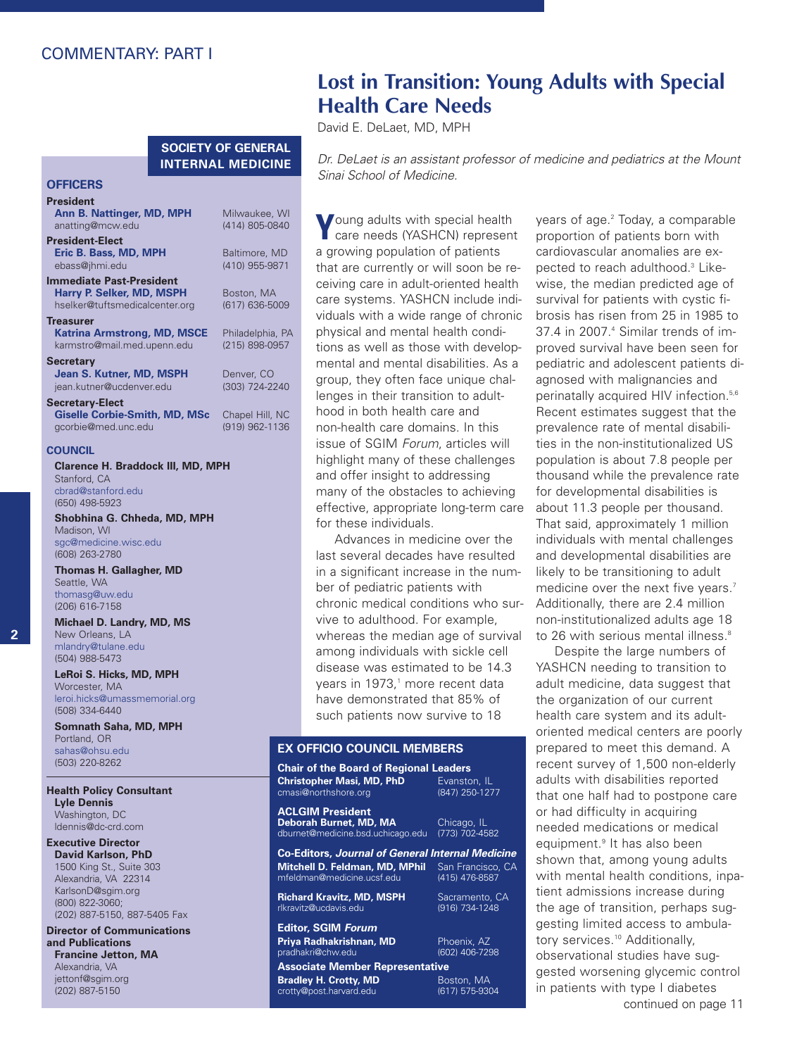COMMENTARY: PART I

# Lost in Transition: Young Adults with Special Health Care Needs

David E. DeLaet, MD, MPH

*Dr. DeLaet is an assistant professor of medicine and pediatrics at the Mount Sinai School of Medicine.*

Young adults with special health care needs (YASHCN) represent a growing population of patients that are currently or will soon be receiving care in adult-oriented health care systems. YASHCN include individuals with a wide range of chronic physical and mental health conditions as well as those with developmental and mental disabilities. As a group, they often face unique challenges in their transition to adulthood in both health care and non-health care domains. In this issue of SGIM *Forum*, articles will highlight many of these challenges and offer insight to addressing many of the obstacles to achieving effective, appropriate long-term care for these individuals.

Advances in medicine over the last several decades have resulted in a significant increase in the number of pediatric patients with chronic medical conditions who survive to adulthood. For example, whereas the median age of survival among individuals with sickle cell disease was estimated to be 14.3 years in 1973,[1] more recent data have demonstrated that 85% of such patients now survive to 18 years of age.[2] Today, a comparable proportion of patients born with cardiovascular anomalies are expected to reach adulthood.[3] Likewise, the median predicted age of survival for patients with cystic fibrosis has risen from 25 in 1985 to 37.4 in 2007.[4] Similar trends of improved survival have been seen for pediatric and adolescent patients diagnosed with malignancies and perinatally acquired HIV infection.[5,6] Recent estimates suggest that the prevalence rate of mental disabilities in the non-institutionalized US population is about 7.8 people per thousand while the prevalence rate for developmental disabilities is about 11.3 people per thousand. That said, approximately 1 million individuals with mental challenges and developmental disabilities are likely to be transitioning to adult medicine over the next five years.[7] Additionally, there are 2.4 million non-institutionalized adults age 18 to 26 with serious mental illness.[8]

Despite the large numbers of YASHCN needing to transition to adult medicine, data suggest that the organization of our current health care system and its adult-oriented medical centers are poorly prepared to meet this demand. A recent survey of 1,500 non-elderly adults with disabilities reported that one half had to postpone care or had difficulty in acquiring needed medications or medical equipment.[9] It has also been shown that, among young adults with mental health conditions, inpatient admissions increase during the age of transition, perhaps suggesting limited access to ambulatory services.[10] Additionally, observational studies have suggested worsening glycemic control in patients with type I diabetes

continued on page 11

## SOCIETY OF GENERAL INTERNAL MEDICINE

### OFFICERS

**President**
**Ann B. Nattinger, MD, MPH** — Milwaukee, WI
anatting@mcw.edu — (414) 805-0840

**President-Elect**
**Eric B. Bass, MD, MPH** — Baltimore, MD
ebass@jhmi.edu — (410) 955-9871

**Immediate Past-President**
**Harry P. Selker, MD, MSPH** — Boston, MA
hselker@tuftsmedicalcenter.org — (617) 636-5009

**Treasurer**
**Katrina Armstrong, MD, MSCE** — Philadelphia, PA
karmstro@mail.med.upenn.edu — (215) 898-0957

**Secretary**
**Jean S. Kutner, MD, MSPH** — Denver, CO
jean.kutner@ucdenver.edu — (303) 724-2240

**Secretary-Elect**
**Giselle Corbie-Smith, MD, MSc** — Chapel Hill, NC
gcorbie@med.unc.edu — (919) 962-1136

### COUNCIL

**Clarence H. Braddock III, MD, MPH**
Stanford, CA
cbrad@stanford.edu
(650) 498-5923

**Shobhina G. Chheda, MD, MPH**
Madison, WI
sgc@medicine.wisc.edu
(608) 263-2780

**Thomas H. Gallagher, MD**
Seattle, WA
thomasg@uw.edu
(206) 616-7158

**Michael D. Landry, MD, MS**
New Orleans, LA
mlandry@tulane.edu
(504) 988-5473

**LeRoi S. Hicks, MD, MPH**
Worcester, MA
leroi.hicks@umassmemorial.org
(508) 334-6440

**Somnath Saha, MD, MPH**
Portland, OR
sahas@ohsu.edu
(503) 220-8262

**Health Policy Consultant**
**Lyle Dennis**
Washington, DC
ldennis@dc-crd.com

**Executive Director**
**David Karlson, PhD**
1500 King St., Suite 303
Alexandria, VA 22314
KarlsonD@sgim.org
(800) 822-3060;
(202) 887-5150, 887-5405 Fax

**Director of Communications and Publications**
**Francine Jetton, MA**
Alexandria, VA
jettonf@sgim.org
(202) 887-5150

### EX OFFICIO COUNCIL MEMBERS

**Chair of the Board of Regional Leaders**
**Christopher Masi, MD, PhD** — Evanston, IL
cmasi@northshore.org — (847) 250-1277

**ACLGIM President**
**Deborah Burnet, MD, MA** — Chicago, IL
dburnet@medicine.bsd.uchicago.edu — (773) 702-4582

**Co-Editors, *Journal of General Internal Medicine***
**Mitchell D. Feldman, MD, MPhil** — San Francisco, CA
mfeldman@medicine.ucsf.edu — (415) 476-8587

**Richard Kravitz, MD, MSPH** — Sacramento, CA
rlkravitz@ucdavis.edu — (916) 734-1248

**Editor, SGIM *Forum***
**Priya Radhakrishnan, MD** — Phoenix, AZ
pradhakri@chw.edu — (602) 406-7298

**Associate Member Representative**
**Bradley H. Crotty, MD** — Boston, MA
crotty@post.harvard.edu — (617) 575-9304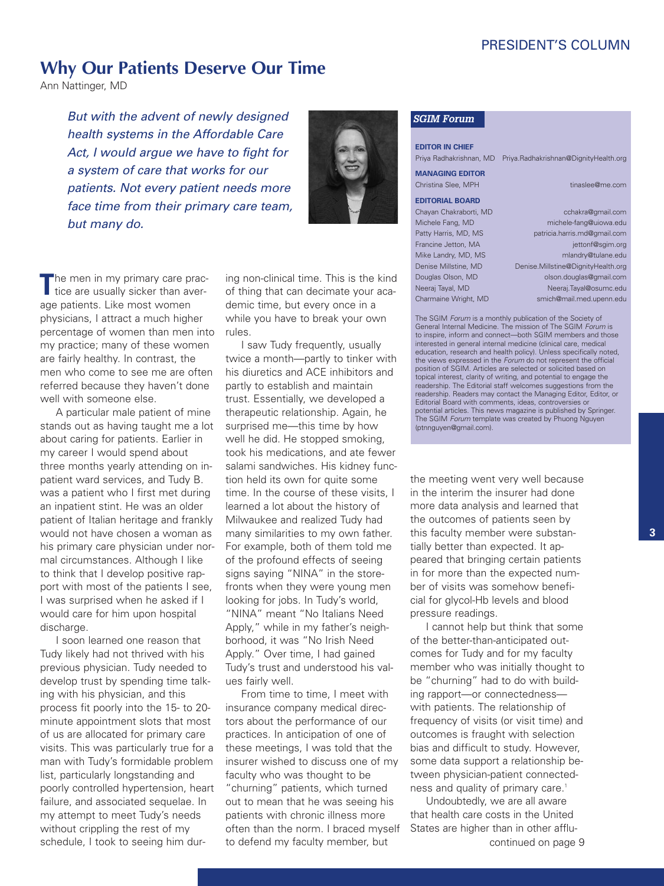# Why Our Patients Deserve Our Time

Ann Nattinger, MD

*But with the advent of newly designed health systems in the Affordable Care Act, I would argue we have to fight for a system of care that works for our patients. Not every patient needs more face time from their primary care team, but many do.*

The men in my primary care practice are usually sicker than average patients. Like most women physicians, I attract a much higher percentage of women than men into my practice; many of these women are fairly healthy. In contrast, the men who come to see me are often referred because they haven't done well with someone else.

A particular male patient of mine stands out as having taught me a lot about caring for patients. Earlier in my career I would spend about three months yearly attending on inpatient ward services, and Tudy B. was a patient who I first met during an inpatient stint. He was an older patient of Italian heritage and frankly would not have chosen a woman as his primary care physician under normal circumstances. Although I like to think that I develop positive rapport with most of the patients I see, I was surprised when he asked if I would care for him upon hospital discharge.

I soon learned one reason that Tudy likely had not thrived with his previous physician. Tudy needed to develop trust by spending time talking with his physician, and this process fit poorly into the 15- to 20-minute appointment slots that most of us are allocated for primary care visits. This was particularly true for a man with Tudy's formidable problem list, particularly longstanding and poorly controlled hypertension, heart failure, and associated sequelae. In my attempt to meet Tudy's needs without crippling the rest of my schedule, I took to seeing him during non-clinical time. This is the kind of thing that can decimate your academic time, but every once in a while you have to break your own rules.

I saw Tudy frequently, usually twice a month—partly to tinker with his diuretics and ACE inhibitors and partly to establish and maintain trust. Essentially, we developed a therapeutic relationship. Again, he surprised me—this time by how well he did. He stopped smoking, took his medications, and ate fewer salami sandwiches. His kidney function held its own for quite some time. In the course of these visits, I learned a lot about the history of Milwaukee and realized Tudy had many similarities to my own father. For example, both of them told me of the profound effects of seeing signs saying "NINA" in the storefronts when they were young men looking for jobs. In Tudy's world, "NINA" meant "No Italians Need Apply," while in my father's neighborhood, it was "No Irish Need Apply." Over time, I had gained Tudy's trust and understood his values fairly well.

From time to time, I meet with insurance company medical directors about the performance of our practices. In anticipation of one of these meetings, I was told that the insurer wished to discuss one of my faculty who was thought to be "churning" patients, which turned out to mean that he was seeing his patients with chronic illness more often than the norm. I braced myself to defend my faculty member, but the meeting went very well because in the interim the insurer had done more data analysis and learned that the outcomes of patients seen by this faculty member were substantially better than expected. It appeared that bringing certain patients in for more than the expected number of visits was somehow beneficial for glycol-Hb levels and blood pressure readings.

I cannot help but think that some of the better-than-anticipated outcomes for Tudy and for my faculty member who was initially thought to be "churning" had to do with building rapport—or connectedness—with patients. The relationship of frequency of visits (or visit time) and outcomes is fraught with selection bias and difficult to study. However, some data support a relationship between physician-patient connectedness and quality of primary care.[1]

Undoubtedly, we are all aware that health care costs in the United States are higher than in other afflu-

continued on page 9

---

***SGIM Forum***

**EDITOR IN CHIEF**
Priya Radhakrishnan, MD — Priya.Radhakrishnan@DignityHealth.org

**MANAGING EDITOR**
Christina Slee, MPH — tinaslee@me.com

**EDITORIAL BOARD**

| | |
|---|---|
| Chayan Chakraborti, MD | cchakra@gmail.com |
| Michele Fang, MD | michele-fang@uiowa.edu |
| Patty Harris, MD, MS | patricia.harris.md@gmail.com |
| Francine Jetton, MA | jettonf@sgim.org |
| Mike Landry, MD, MS | mlandry@tulane.edu |
| Denise Millstine, MD | Denise.Millstine@DignityHealth.org |
| Douglas Olson, MD | olson.douglas@gmail.com |
| Neeraj Tayal, MD | Neeraj.Tayal@osumc.edu |
| Charmaine Wright, MD | smich@mail.med.upenn.edu |

The SGIM *Forum* is a monthly publication of the Society of General Internal Medicine. The mission of The SGIM *Forum* is to inspire, inform and connect—both SGIM members and those interested in general internal medicine (clinical care, medical education, research and health policy). Unless specifically noted, the views expressed in the *Forum* do not represent the official position of SGIM. Articles are selected or solicited based on topical interest, clarity of writing, and potential to engage the readership. The Editorial staff welcomes suggestions from the readership. Readers may contact the Managing Editor, Editor, or Editorial Board with comments, ideas, controversies or potential articles. This news magazine is published by Springer. The SGIM *Forum* template was created by Phuong Nguyen (ptnnguyen@gmail.com).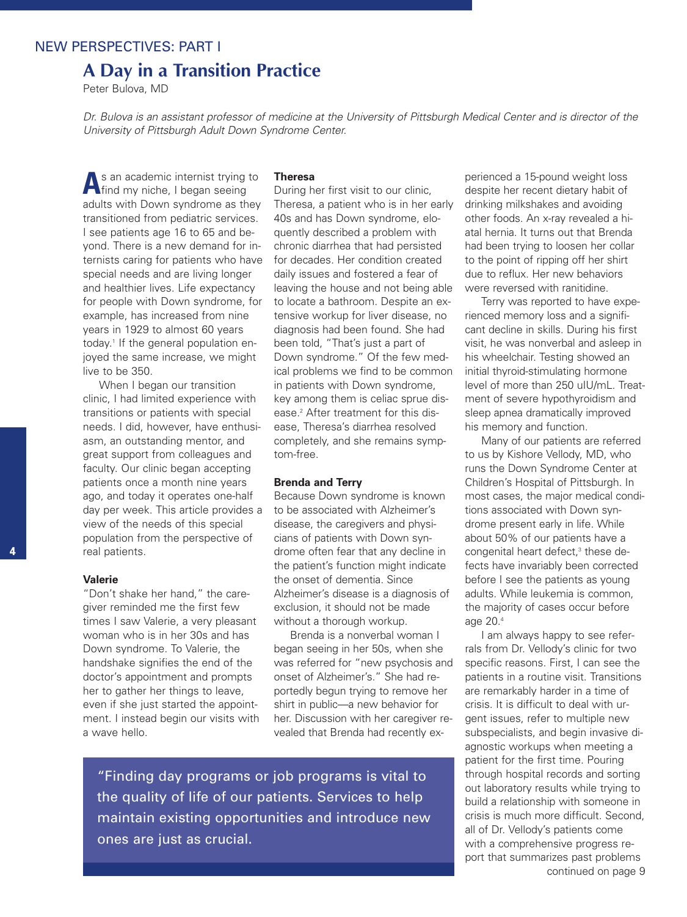NEW PERSPECTIVES: PART I

# A Day in a Transition Practice

Peter Bulova, MD

*Dr. Bulova is an assistant professor of medicine at the University of Pittsburgh Medical Center and is director of the University of Pittsburgh Adult Down Syndrome Center.*

As an academic internist trying to find my niche, I began seeing adults with Down syndrome as they transitioned from pediatric services. I see patients age 16 to 65 and beyond. There is a new demand for internists caring for patients who have special needs and are living longer and healthier lives. Life expectancy for people with Down syndrome, for example, has increased from nine years in 1929 to almost 60 years today.[1] If the general population enjoyed the same increase, we might live to be 350.

When I began our transition clinic, I had limited experience with transitions or patients with special needs. I did, however, have enthusiasm, an outstanding mentor, and great support from colleagues and faculty. Our clinic began accepting patients once a month nine years ago, and today it operates one-half day per week. This article provides a view of the needs of this special population from the perspective of real patients.

### Valerie

"Don't shake her hand," the caregiver reminded me the first few times I saw Valerie, a very pleasant woman who is in her 30s and has Down syndrome. To Valerie, the handshake signifies the end of the doctor's appointment and prompts her to gather her things to leave, even if she just started the appointment. I instead begin our visits with a wave hello.

### Theresa

During her first visit to our clinic, Theresa, a patient who is in her early 40s and has Down syndrome, eloquently described a problem with chronic diarrhea that had persisted for decades. Her condition created daily issues and fostered a fear of leaving the house and not being able to locate a bathroom. Despite an extensive workup for liver disease, no diagnosis had been found. She had been told, "That's just a part of Down syndrome." Of the few medical problems we find to be common in patients with Down syndrome, key among them is celiac sprue disease.[2] After treatment for this disease, Theresa's diarrhea resolved completely, and she remains symptom-free.

### Brenda and Terry

Because Down syndrome is known to be associated with Alzheimer's disease, the caregivers and physicians of patients with Down syndrome often fear that any decline in the patient's function might indicate the onset of dementia. Since Alzheimer's disease is a diagnosis of exclusion, it should not be made without a thorough workup.

Brenda is a nonverbal woman I began seeing in her 50s, when she was referred for "new psychosis and onset of Alzheimer's." She had reportedly begun trying to remove her shirt in public—a new behavior for her. Discussion with her caregiver revealed that Brenda had recently experienced a 15-pound weight loss despite her recent dietary habit of drinking milkshakes and avoiding other foods. An x-ray revealed a hiatal hernia. It turns out that Brenda had been trying to loosen her collar to the point of ripping off her shirt due to reflux. Her new behaviors were reversed with ranitidine.

Terry was reported to have experienced memory loss and a significant decline in skills. During his first visit, he was nonverbal and asleep in his wheelchair. Testing showed an initial thyroid-stimulating hormone level of more than 250 uIU/mL. Treatment of severe hypothyroidism and sleep apnea dramatically improved his memory and function.

Many of our patients are referred to us by Kishore Vellody, MD, who runs the Down Syndrome Center at Children's Hospital of Pittsburgh. In most cases, the major medical conditions associated with Down syndrome present early in life. While about 50% of our patients have a congenital heart defect,[3] these defects have invariably been corrected before I see the patients as young adults. While leukemia is common, the majority of cases occur before age 20.[4]

I am always happy to see referrals from Dr. Vellody's clinic for two specific reasons. First, I can see the patients in a routine visit. Transitions are remarkably harder in a time of crisis. It is difficult to deal with urgent issues, refer to multiple new subspecialists, and begin invasive diagnostic workups when meeting a patient for the first time. Pouring through hospital records and sorting out laboratory results while trying to build a relationship with someone in crisis is much more difficult. Second, all of Dr. Vellody's patients come with a comprehensive progress report that summarizes past problems

continued on page 9

"Finding day programs or job programs is vital to the quality of life of our patients. Services to help maintain existing opportunities and introduce new ones are just as crucial.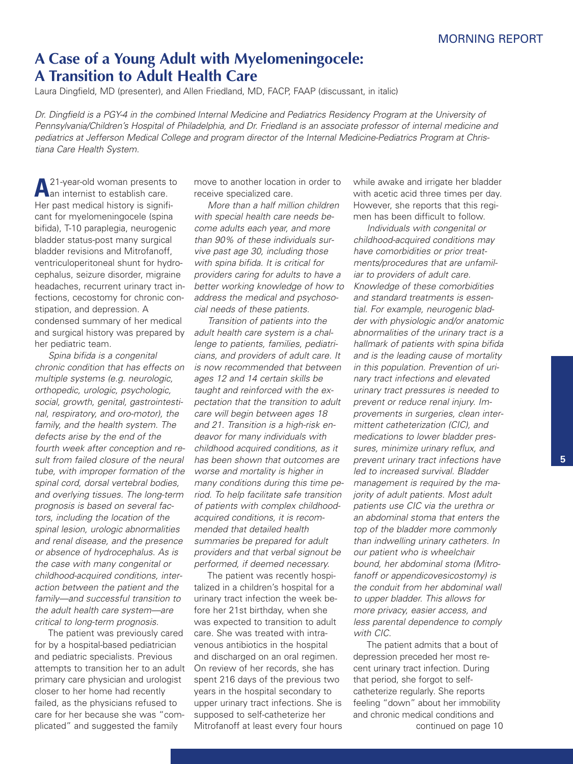MORNING REPORT

# A Case of a Young Adult with Myelomeningocele: A Transition to Adult Health Care

Laura Dingfield, MD (presenter), and Allen Friedland, MD, FACP, FAAP (discussant, in italic)

*Dr. Dingfield is a PGY-4 in the combined Internal Medicine and Pediatrics Residency Program at the University of Pennsylvania/Children's Hospital of Philadelphia, and Dr. Friedland is an associate professor of internal medicine and pediatrics at Jefferson Medical College and program director of the Internal Medicine-Pediatrics Program at Christiana Care Health System.*

A 21-year-old woman presents to an internist to establish care. Her past medical history is significant for myelomeningocele (spina bifida), T-10 paraplegia, neurogenic bladder status-post many surgical bladder revisions and Mitrofanoff, ventriculoperitoneal shunt for hydrocephalus, seizure disorder, migraine headaches, recurrent urinary tract infections, cecostomy for chronic constipation, and depression. A condensed summary of her medical and surgical history was prepared by her pediatric team.

*Spina bifida is a congenital chronic condition that has effects on multiple systems (e.g. neurologic, orthopedic, urologic, psychologic, social, growth, genital, gastrointestinal, respiratory, and oro-motor), the family, and the health system. The defects arise by the end of the fourth week after conception and result from failed closure of the neural tube, with improper formation of the spinal cord, dorsal vertebral bodies, and overlying tissues. The long-term prognosis is based on several factors, including the location of the spinal lesion, urologic abnormalities and renal disease, and the presence or absence of hydrocephalus. As is the case with many congenital or childhood-acquired conditions, interaction between the patient and the family—and successful transition to the adult health care system—are critical to long-term prognosis.*

The patient was previously cared for by a hospital-based pediatrician and pediatric specialists. Previous attempts to transition her to an adult primary care physician and urologist closer to her home had recently failed, as the physicians refused to care for her because she was "complicated" and suggested the family move to another location in order to receive specialized care.

*More than a half million children with special health care needs become adults each year, and more than 90% of these individuals survive past age 30, including those with spina bifida. It is critical for providers caring for adults to have a better working knowledge of how to address the medical and psychosocial needs of these patients.*

*Transition of patients into the adult health care system is a challenge to patients, families, pediatricians, and providers of adult care. It is now recommended that between ages 12 and 14 certain skills be taught and reinforced with the expectation that the transition to adult care will begin between ages 18 and 21. Transition is a high-risk endeavor for many individuals with childhood acquired conditions, as it has been shown that outcomes are worse and mortality is higher in many conditions during this time period. To help facilitate safe transition of patients with complex childhood-acquired conditions, it is recommended that detailed health summaries be prepared for adult providers and that verbal signout be performed, if deemed necessary.*

The patient was recently hospitalized in a children's hospital for a urinary tract infection the week before her 21st birthday, when she was expected to transition to adult care. She was treated with intravenous antibiotics in the hospital and discharged on an oral regimen. On review of her records, she has spent 216 days of the previous two years in the hospital secondary to upper urinary tract infections. She is supposed to self-catheterize her Mitrofanoff at least every four hours while awake and irrigate her bladder with acetic acid three times per day. However, she reports that this regimen has been difficult to follow.

*Individuals with congenital or childhood-acquired conditions may have comorbidities or prior treatments/procedures that are unfamiliar to providers of adult care. Knowledge of these comorbidities and standard treatments is essential. For example, neurogenic bladder with physiologic and/or anatomic abnormalities of the urinary tract is a hallmark of patients with spina bifida and is the leading cause of mortality in this population. Prevention of urinary tract infections and elevated urinary tract pressures is needed to prevent or reduce renal injury. Improvements in surgeries, clean intermittent catheterization (CIC), and medications to lower bladder pressures, minimize urinary reflux, and prevent urinary tract infections have led to increased survival. Bladder management is required by the majority of adult patients. Most adult patients use CIC via the urethra or an abdominal stoma that enters the top of the bladder more commonly than indwelling urinary catheters. In our patient who is wheelchair bound, her abdominal stoma (Mitrofanoff or appendicovesicostomy) is the conduit from her abdominal wall to upper bladder. This allows for more privacy, easier access, and less parental dependence to comply with CIC.*

The patient admits that a bout of depression preceded her most recent urinary tract infection. During that period, she forgot to self-catheterize regularly. She reports feeling "down" about her immobility and chronic medical conditions and

continued on page 10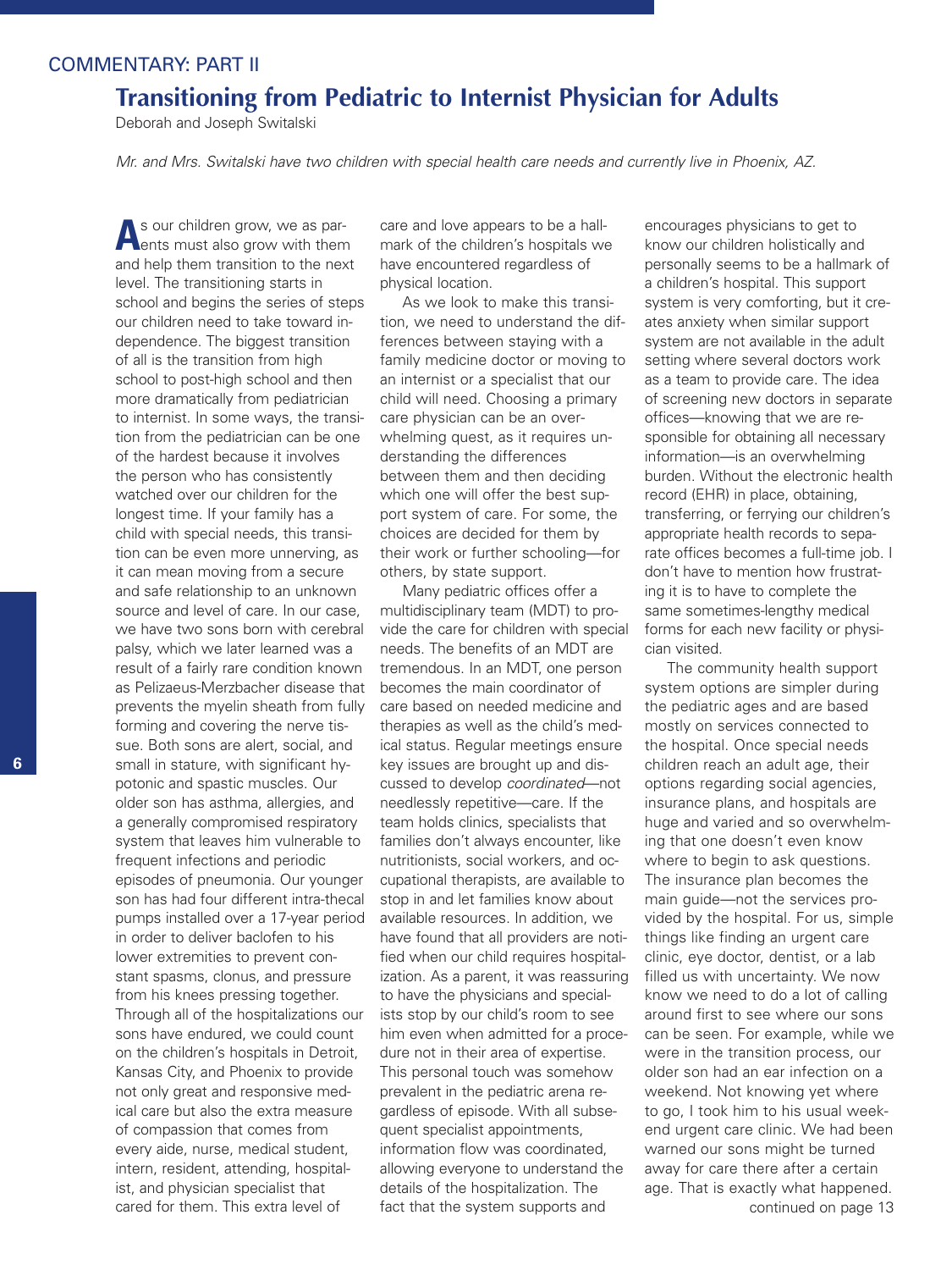COMMENTARY: PART II

# Transitioning from Pediatric to Internist Physician for Adults

Deborah and Joseph Switalski

*Mr. and Mrs. Switalski have two children with special health care needs and currently live in Phoenix, AZ.*

As our children grow, we as parents must also grow with them and help them transition to the next level. The transitioning starts in school and begins the series of steps our children need to take toward independence. The biggest transition of all is the transition from high school to post-high school and then more dramatically from pediatrician to internist. In some ways, the transition from the pediatrician can be one of the hardest because it involves the person who has consistently watched over our children for the longest time. If your family has a child with special needs, this transition can be even more unnerving, as it can mean moving from a secure and safe relationship to an unknown source and level of care. In our case, we have two sons born with cerebral palsy, which we later learned was a result of a fairly rare condition known as Pelizaeus-Merzbacher disease that prevents the myelin sheath from fully forming and covering the nerve tissue. Both sons are alert, social, and small in stature, with significant hypotonic and spastic muscles. Our older son has asthma, allergies, and a generally compromised respiratory system that leaves him vulnerable to frequent infections and periodic episodes of pneumonia. Our younger son has had four different intra-thecal pumps installed over a 17-year period in order to deliver baclofen to his lower extremities to prevent constant spasms, clonus, and pressure from his knees pressing together. Through all of the hospitalizations our sons have endured, we could count on the children's hospitals in Detroit, Kansas City, and Phoenix to provide not only great and responsive medical care but also the extra measure of compassion that comes from every aide, nurse, medical student, intern, resident, attending, hospitalist, and physician specialist that cared for them. This extra level of care and love appears to be a hallmark of the children's hospitals we have encountered regardless of physical location.

As we look to make this transition, we need to understand the differences between staying with a family medicine doctor or moving to an internist or a specialist that our child will need. Choosing a primary care physician can be an overwhelming quest, as it requires understanding the differences between them and then deciding which one will offer the best support system of care. For some, the choices are decided for them by their work or further schooling—for others, by state support.

Many pediatric offices offer a multidisciplinary team (MDT) to provide the care for children with special needs. The benefits of an MDT are tremendous. In an MDT, one person becomes the main coordinator of care based on needed medicine and therapies as well as the child's medical status. Regular meetings ensure key issues are brought up and discussed to develop *coordinated*—not needlessly repetitive—care. If the team holds clinics, specialists that families don't always encounter, like nutritionists, social workers, and occupational therapists, are available to stop in and let families know about available resources. In addition, we have found that all providers are notified when our child requires hospitalization. As a parent, it was reassuring to have the physicians and specialists stop by our child's room to see him even when admitted for a procedure not in their area of expertise. This personal touch was somehow prevalent in the pediatric arena regardless of episode. With all subsequent specialist appointments, information flow was coordinated, allowing everyone to understand the details of the hospitalization. The fact that the system supports and encourages physicians to get to know our children holistically and personally seems to be a hallmark of a children's hospital. This support system is very comforting, but it creates anxiety when similar support system are not available in the adult setting where several doctors work as a team to provide care. The idea of screening new doctors in separate offices—knowing that we are responsible for obtaining all necessary information—is an overwhelming burden. Without the electronic health record (EHR) in place, obtaining, transferring, or ferrying our children's appropriate health records to separate offices becomes a full-time job. I don't have to mention how frustrating it is to have to complete the same sometimes-lengthy medical forms for each new facility or physician visited.

The community health support system options are simpler during the pediatric ages and are based mostly on services connected to the hospital. Once special needs children reach an adult age, their options regarding social agencies, insurance plans, and hospitals are huge and varied and so overwhelming that one doesn't even know where to begin to ask questions. The insurance plan becomes the main guide—not the services provided by the hospital. For us, simple things like finding an urgent care clinic, eye doctor, dentist, or a lab filled us with uncertainty. We now know we need to do a lot of calling around first to see where our sons can be seen. For example, while we were in the transition process, our older son had an ear infection on a weekend. Not knowing yet where to go, I took him to his usual weekend urgent care clinic. We had been warned our sons might be turned away for care there after a certain age. That is exactly what happened.

continued on page 13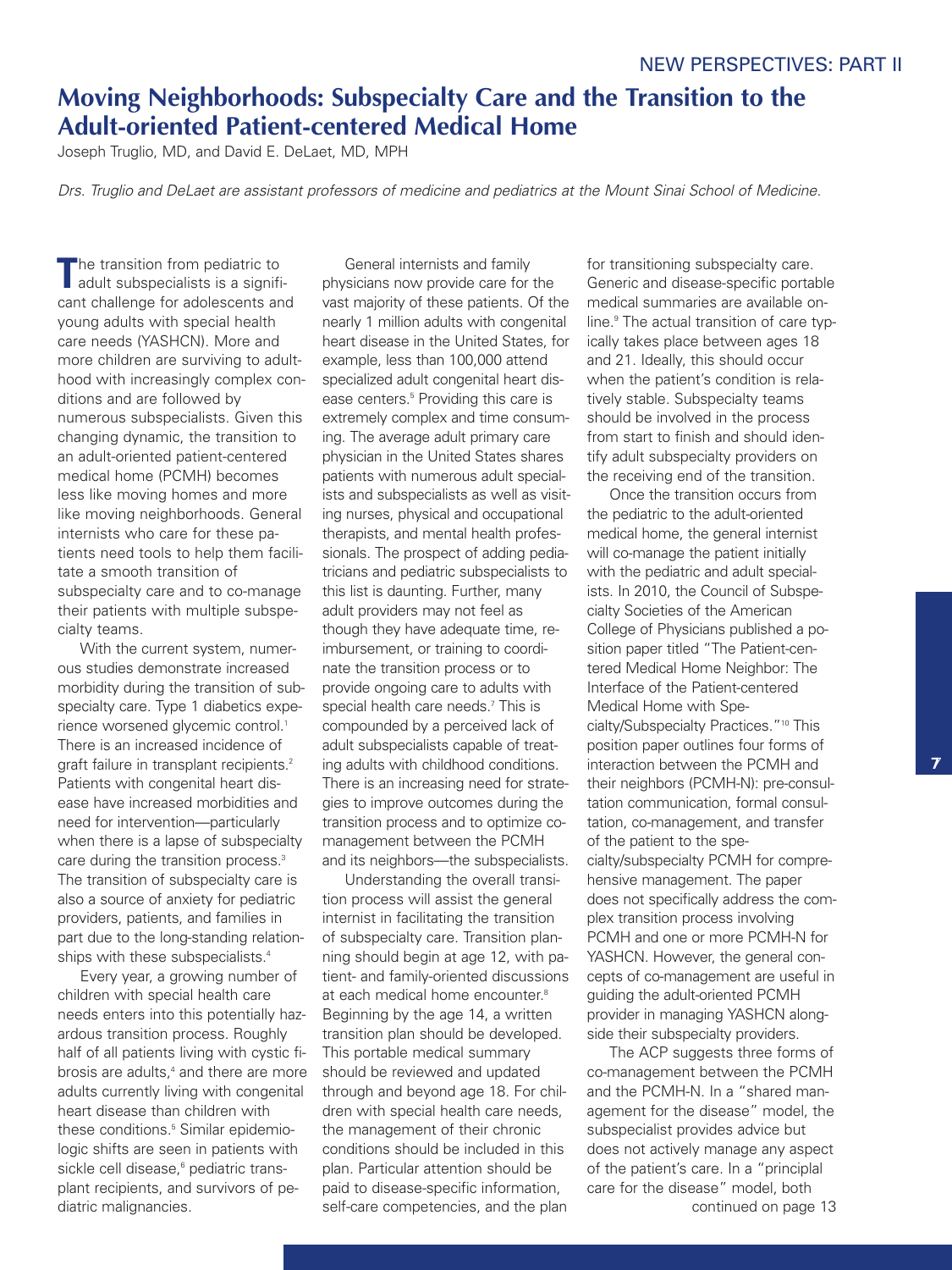NEW PERSPECTIVES: PART II

# Moving Neighborhoods: Subspecialty Care and the Transition to the Adult-oriented Patient-centered Medical Home

Joseph Truglio, MD, and David E. DeLaet, MD, MPH

*Drs. Truglio and DeLaet are assistant professors of medicine and pediatrics at the Mount Sinai School of Medicine.*

The transition from pediatric to adult subspecialists is a significant challenge for adolescents and young adults with special health care needs (YASHCN). More and more children are surviving to adulthood with increasingly complex conditions and are followed by numerous subspecialists. Given this changing dynamic, the transition to an adult-oriented patient-centered medical home (PCMH) becomes less like moving homes and more like moving neighborhoods. General internists who care for these patients need tools to help them facilitate a smooth transition of subspecialty care and to co-manage their patients with multiple subspecialty teams.

With the current system, numerous studies demonstrate increased morbidity during the transition of subspecialty care. Type 1 diabetics experience worsened glycemic control.[1] There is an increased incidence of graft failure in transplant recipients.[2] Patients with congenital heart disease have increased morbidities and need for intervention—particularly when there is a lapse of subspecialty care during the transition process.[3] The transition of subspecialty care is also a source of anxiety for pediatric providers, patients, and families in part due to the long-standing relationships with these subspecialists.[4]

Every year, a growing number of children with special health care needs enters into this potentially hazardous transition process. Roughly half of all patients living with cystic fibrosis are adults,[4] and there are more adults currently living with congenital heart disease than children with these conditions.[5] Similar epidemiologic shifts are seen in patients with sickle cell disease,[6] pediatric transplant recipients, and survivors of pediatric malignancies.

General internists and family physicians now provide care for the vast majority of these patients. Of the nearly 1 million adults with congenital heart disease in the United States, for example, less than 100,000 attend specialized adult congenital heart disease centers.[5] Providing this care is extremely complex and time consuming. The average adult primary care physician in the United States shares patients with numerous adult specialists and subspecialists as well as visiting nurses, physical and occupational therapists, and mental health professionals. The prospect of adding pediatricians and pediatric subspecialists to this list is daunting. Further, many adult providers may not feel as though they have adequate time, reimbursement, or training to coordinate the transition process or to provide ongoing care to adults with special health care needs.[7] This is compounded by a perceived lack of adult subspecialists capable of treating adults with childhood conditions. There is an increasing need for strategies to improve outcomes during the transition process and to optimize co-management between the PCMH and its neighbors—the subspecialists.

Understanding the overall transition process will assist the general internist in facilitating the transition of subspecialty care. Transition planning should begin at age 12, with patient- and family-oriented discussions at each medical home encounter.[8] Beginning by the age 14, a written transition plan should be developed. This portable medical summary should be reviewed and updated through and beyond age 18. For children with special health care needs, the management of their chronic conditions should be included in this plan. Particular attention should be paid to disease-specific information, self-care competencies, and the plan for transitioning subspecialty care. Generic and disease-specific portable medical summaries are available online.[9] The actual transition of care typically takes place between ages 18 and 21. Ideally, this should occur when the patient's condition is relatively stable. Subspecialty teams should be involved in the process from start to finish and should identify adult subspecialty providers on the receiving end of the transition.

Once the transition occurs from the pediatric to the adult-oriented medical home, the general internist will co-manage the patient initially with the pediatric and adult specialists. In 2010, the Council of Subspecialty Societies of the American College of Physicians published a position paper titled "The Patient-centered Medical Home Neighbor: The Interface of the Patient-centered Medical Home with Specialty/Subspecialty Practices."[10] This position paper outlines four forms of interaction between the PCMH and their neighbors (PCMH-N): pre-consultation communication, formal consultation, co-management, and transfer of the patient to the specialty/subspecialty PCMH for comprehensive management. The paper does not specifically address the complex transition process involving PCMH and one or more PCMH-N for YASHCN. However, the general concepts of co-management are useful in guiding the adult-oriented PCMH provider in managing YASHCN alongside their subspecialty providers.

The ACP suggests three forms of co-management between the PCMH and the PCMH-N. In a "shared management for the disease" model, the subspecialist provides advice but does not actively manage any aspect of the patient's care. In a "principal care for the disease" model, both

continued on page 13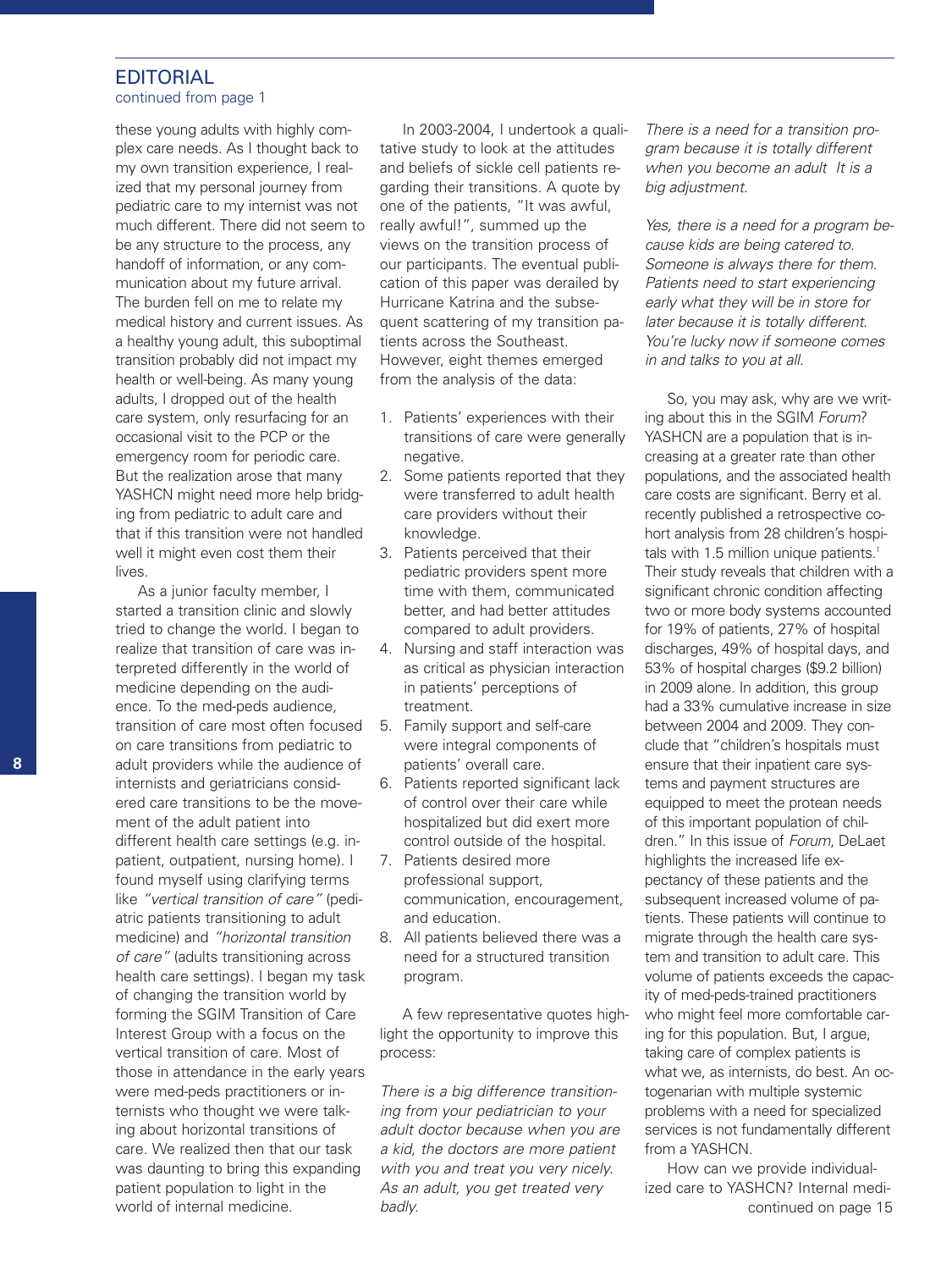## EDITORIAL

continued from page 1

these young adults with highly complex care needs. As I thought back to my own transition experience, I realized that my personal journey from pediatric care to my internist was not much different. There did not seem to be any structure to the process, any handoff of information, or any communication about my future arrival. The burden fell on me to relate my medical history and current issues. As a healthy young adult, this suboptimal transition probably did not impact my health or well-being. As many young adults, I dropped out of the health care system, only resurfacing for an occasional visit to the PCP or the emergency room for periodic care. But the realization arose that many YASHCN might need more help bridging from pediatric to adult care and that if this transition were not handled well it might even cost them their lives.

As a junior faculty member, I started a transition clinic and slowly tried to change the world. I began to realize that transition of care was interpreted differently in the world of medicine depending on the audience. To the med-peds audience, transition of care most often focused on care transitions from pediatric to adult providers while the audience of internists and geriatricians considered care transitions to be the movement of the adult patient into different health care settings (e.g. inpatient, outpatient, nursing home). I found myself using clarifying terms like *"vertical transition of care"* (pediatric patients transitioning to adult medicine) and *"horizontal transition of care"* (adults transitioning across health care settings). I began my task of changing the transition world by forming the SGIM Transition of Care Interest Group with a focus on the vertical transition of care. Most of those in attendance in the early years were med-peds practitioners or internists who thought we were talking about horizontal transitions of care. We realized then that our task was daunting to bring this expanding patient population to light in the world of internal medicine.

In 2003-2004, I undertook a qualitative study to look at the attitudes and beliefs of sickle cell patients regarding their transitions. A quote by one of the patients, "It was awful, really awful!", summed up the views on the transition process of our participants. The eventual publication of this paper was derailed by Hurricane Katrina and the subsequent scattering of my transition patients across the Southeast. However, eight themes emerged from the analysis of the data:

1. Patients' experiences with their transitions of care were generally negative.
2. Some patients reported that they were transferred to adult health care providers without their knowledge.
3. Patients perceived that their pediatric providers spent more time with them, communicated better, and had better attitudes compared to adult providers.
4. Nursing and staff interaction was as critical as physician interaction in patients' perceptions of treatment.
5. Family support and self-care were integral components of patients' overall care.
6. Patients reported significant lack of control over their care while hospitalized but did exert more control outside of the hospital.
7. Patients desired more professional support, communication, encouragement, and education.
8. All patients believed there was a need for a structured transition program.

A few representative quotes highlight the opportunity to improve this process:

*There is a big difference transitioning from your pediatrician to your adult doctor because when you are a kid, the doctors are more patient with you and treat you very nicely. As an adult, you get treated very badly.*

*There is a need for a transition program because it is totally different when you become an adult It is a big adjustment.*

*Yes, there is a need for a program because kids are being catered to. Someone is always there for them. Patients need to start experiencing early what they will be in store for later because it is totally different. You're lucky now if someone comes in and talks to you at all.*

So, you may ask, why are we writing about this in the SGIM *Forum*? YASHCN are a population that is increasing at a greater rate than other populations, and the associated health care costs are significant. Berry et al. recently published a retrospective cohort analysis from 28 children's hospitals with 1.5 million unique patients.[1] Their study reveals that children with a significant chronic condition affecting two or more body systems accounted for 19% of patients, 27% of hospital discharges, 49% of hospital days, and 53% of hospital charges ($9.2 billion) in 2009 alone. In addition, this group had a 33% cumulative increase in size between 2004 and 2009. They conclude that "children's hospitals must ensure that their inpatient care systems and payment structures are equipped to meet the protean needs of this important population of children." In this issue of *Forum*, DeLaet highlights the increased life expectancy of these patients and the subsequent increased volume of patients. These patients will continue to migrate through the health care system and transition to adult care. This volume of patients exceeds the capacity of med-peds-trained practitioners who might feel more comfortable caring for this population. But, I argue, taking care of complex patients is what we, as internists, do best. An octogenarian with multiple systemic problems with a need for specialized services is not fundamentally different from a YASHCN.

How can we provide individualized care to YASHCN? Internal medi-

continued on page 15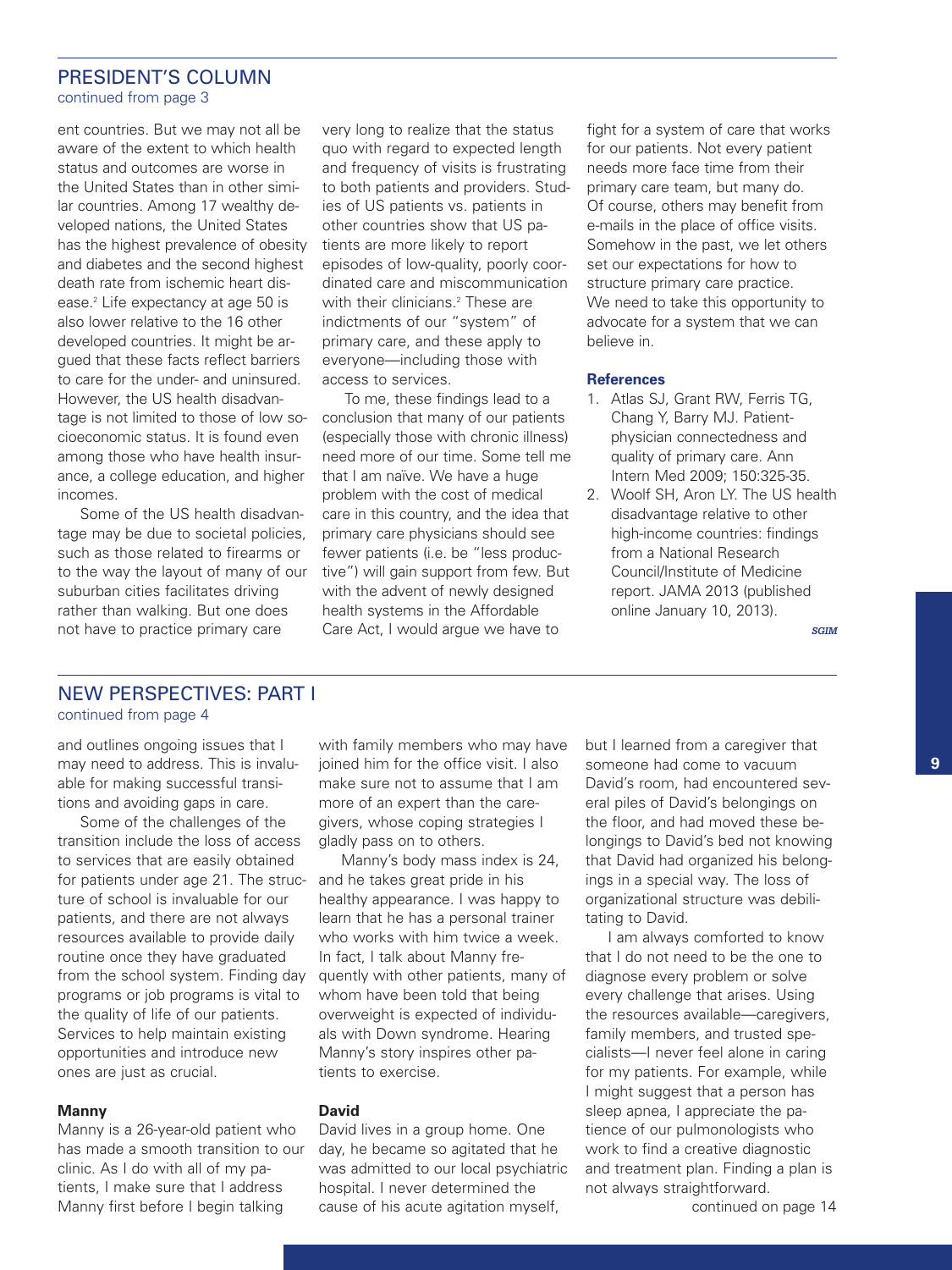## PRESIDENT'S COLUMN

continued from page 3

ent countries. But we may not all be aware of the extent to which health status and outcomes are worse in the United States than in other similar countries. Among 17 wealthy developed nations, the United States has the highest prevalence of obesity and diabetes and the second highest death rate from ischemic heart disease.[2] Life expectancy at age 50 is also lower relative to the 16 other developed countries. It might be argued that these facts reflect barriers to care for the under- and uninsured. However, the US health disadvantage is not limited to those of low socioeconomic status. It is found even among those who have health insurance, a college education, and higher incomes.

Some of the US health disadvantage may be due to societal policies, such as those related to firearms or to the way the layout of many of our suburban cities facilitates driving rather than walking. But one does not have to practice primary care very long to realize that the status quo with regard to expected length and frequency of visits is frustrating to both patients and providers. Studies of US patients vs. patients in other countries show that US patients are more likely to report episodes of low-quality, poorly coordinated care and miscommunication with their clinicians.[2] These are indictments of our "system" of primary care, and these apply to everyone—including those with access to services.

To me, these findings lead to a conclusion that many of our patients (especially those with chronic illness) need more of our time. Some tell me that I am naïve. We have a huge problem with the cost of medical care in this country, and the idea that primary care physicians should see fewer patients (i.e. be "less productive") will gain support from few. But with the advent of newly designed health systems in the Affordable Care Act, I would argue we have to fight for a system of care that works for our patients. Not every patient needs more face time from their primary care team, but many do. Of course, others may benefit from e-mails in the place of office visits. Somehow in the past, we let others set our expectations for how to structure primary care practice. We need to take this opportunity to advocate for a system that we can believe in.

### References

1. Atlas SJ, Grant RW, Ferris TG, Chang Y, Barry MJ. Patient-physician connectedness and quality of primary care. Ann Intern Med 2009; 150:325-35.
2. Woolf SH, Aron LY. The US health disadvantage relative to other high-income countries: findings from a National Research Council/Institute of Medicine report. JAMA 2013 (published online January 10, 2013).

*SGIM*

## NEW PERSPECTIVES: PART I

continued from page 4

and outlines ongoing issues that I may need to address. This is invaluable for making successful transitions and avoiding gaps in care.

Some of the challenges of the transition include the loss of access to services that are easily obtained for patients under age 21. The structure of school is invaluable for our patients, and there are not always resources available to provide daily routine once they have graduated from the school system. Finding day programs or job programs is vital to the quality of life of our patients. Services to help maintain existing opportunities and introduce new ones are just as crucial.

**Manny**

Manny is a 26-year-old patient who has made a smooth transition to our clinic. As I do with all of my patients, I make sure that I address Manny first before I begin talking with family members who may have joined him for the office visit. I also make sure not to assume that I am more of an expert than the caregivers, whose coping strategies I gladly pass on to others.

Manny's body mass index is 24, and he takes great pride in his healthy appearance. I was happy to learn that he has a personal trainer who works with him twice a week. In fact, I talk about Manny frequently with other patients, many of whom have been told that being overweight is expected of individuals with Down syndrome. Hearing Manny's story inspires other patients to exercise.

**David**

David lives in a group home. One day, he became so agitated that he was admitted to our local psychiatric hospital. I never determined the cause of his acute agitation myself, but I learned from a caregiver that someone had come to vacuum David's room, had encountered several piles of David's belongings on the floor, and had moved these belongings to David's bed not knowing that David had organized his belongings in a special way. The loss of organizational structure was debilitating to David.

I am always comforted to know that I do not need to be the one to diagnose every problem or solve every challenge that arises. Using the resources available—caregivers, family members, and trusted specialists—I never feel alone in caring for my patients. For example, while I might suggest that a person has sleep apnea, I appreciate the patience of our pulmonologists who work to find a creative diagnostic and treatment plan. Finding a plan is not always straightforward.

continued on page 14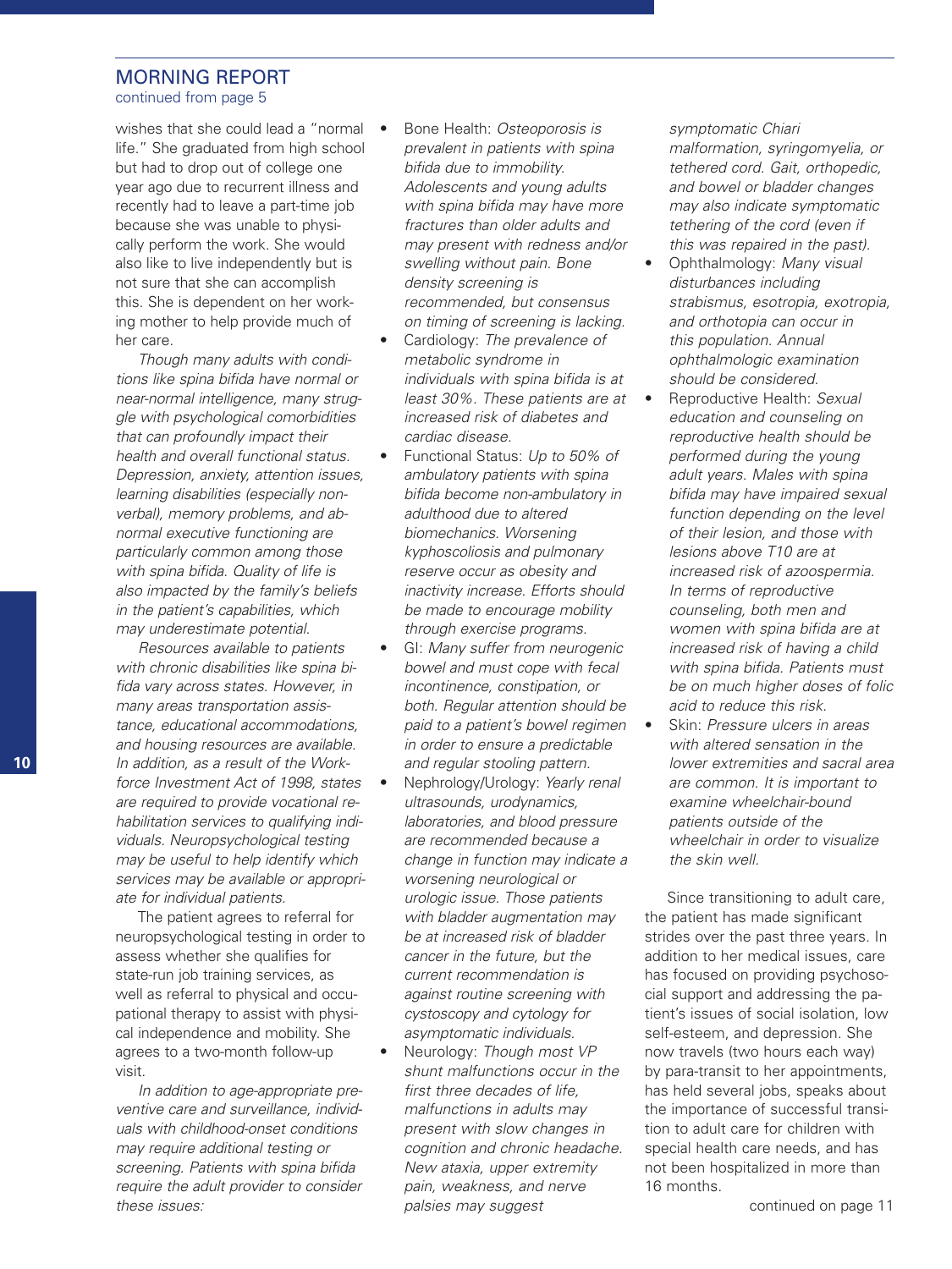## MORNING REPORT

continued from page 5

wishes that she could lead a "normal life." She graduated from high school but had to drop out of college one year ago due to recurrent illness and recently had to leave a part-time job because she was unable to physically perform the work. She would also like to live independently but is not sure that she can accomplish this. She is dependent on her working mother to help provide much of her care.

*Though many adults with conditions like spina bifida have normal or near-normal intelligence, many struggle with psychological comorbidities that can profoundly impact their health and overall functional status. Depression, anxiety, attention issues, learning disabilities (especially nonverbal), memory problems, and abnormal executive functioning are particularly common among those with spina bifida. Quality of life is also impacted by the family's beliefs in the patient's capabilities, which may underestimate potential.*

*Resources available to patients with chronic disabilities like spina bifida vary across states. However, in many areas transportation assistance, educational accommodations, and housing resources are available. In addition, as a result of the Workforce Investment Act of 1998, states are required to provide vocational rehabilitation services to qualifying individuals. Neuropsychological testing may be useful to help identify which services may be available or appropriate for individual patients.*

The patient agrees to referral for neuropsychological testing in order to assess whether she qualifies for state-run job training services, as well as referral to physical and occupational therapy to assist with physical independence and mobility. She agrees to a two-month follow-up visit.

*In addition to age-appropriate preventive care and surveillance, individuals with childhood-onset conditions may require additional testing or screening. Patients with spina bifida require the adult provider to consider these issues:*

- Bone Health: *Osteoporosis is prevalent in patients with spina bifida due to immobility. Adolescents and young adults with spina bifida may have more fractures than older adults and may present with redness and/or swelling without pain. Bone density screening is recommended, but consensus on timing of screening is lacking.*
- Cardiology: *The prevalence of metabolic syndrome in individuals with spina bifida is at least 30%. These patients are at increased risk of diabetes and cardiac disease.*
- Functional Status: *Up to 50% of ambulatory patients with spina bifida become non-ambulatory in adulthood due to altered biomechanics. Worsening kyphoscoliosis and pulmonary reserve occur as obesity and inactivity increase. Efforts should be made to encourage mobility through exercise programs.*
- GI: *Many suffer from neurogenic bowel and must cope with fecal incontinence, constipation, or both. Regular attention should be paid to a patient's bowel regimen in order to ensure a predictable and regular stooling pattern.*
- Nephrology/Urology: *Yearly renal ultrasounds, urodynamics, laboratories, and blood pressure are recommended because a change in function may indicate a worsening neurological or urologic issue. Those patients with bladder augmentation may be at increased risk of bladder cancer in the future, but the current recommendation is against routine screening with cystoscopy and cytology for asymptomatic individuals.*
- Neurology: *Though most VP shunt malfunctions occur in the first three decades of life, malfunctions in adults may present with slow changes in cognition and chronic headache. New ataxia, upper extremity pain, weakness, and nerve palsies may suggest symptomatic Chiari malformation, syringomyelia, or tethered cord. Gait, orthopedic, and bowel or bladder changes may also indicate symptomatic tethering of the cord (even if this was repaired in the past).*
- Ophthalmology: *Many visual disturbances including strabismus, esotropia, exotropia, and orthotopia can occur in this population. Annual ophthalmologic examination should be considered.*
- Reproductive Health: *Sexual education and counseling on reproductive health should be performed during the young adult years. Males with spina bifida may have impaired sexual function depending on the level of their lesion, and those with lesions above T10 are at increased risk of azoospermia. In terms of reproductive counseling, both men and women with spina bifida are at increased risk of having a child with spina bifida. Patients must be on much higher doses of folic acid to reduce this risk.*
- Skin: *Pressure ulcers in areas with altered sensation in the lower extremities and sacral area are common. It is important to examine wheelchair-bound patients outside of the wheelchair in order to visualize the skin well.*

Since transitioning to adult care, the patient has made significant strides over the past three years. In addition to her medical issues, care has focused on providing psychosocial support and addressing the patient's issues of social isolation, low self-esteem, and depression. She now travels (two hours each way) by para-transit to her appointments, has held several jobs, speaks about the importance of successful transition to adult care for children with special health care needs, and has not been hospitalized in more than 16 months.

continued on page 11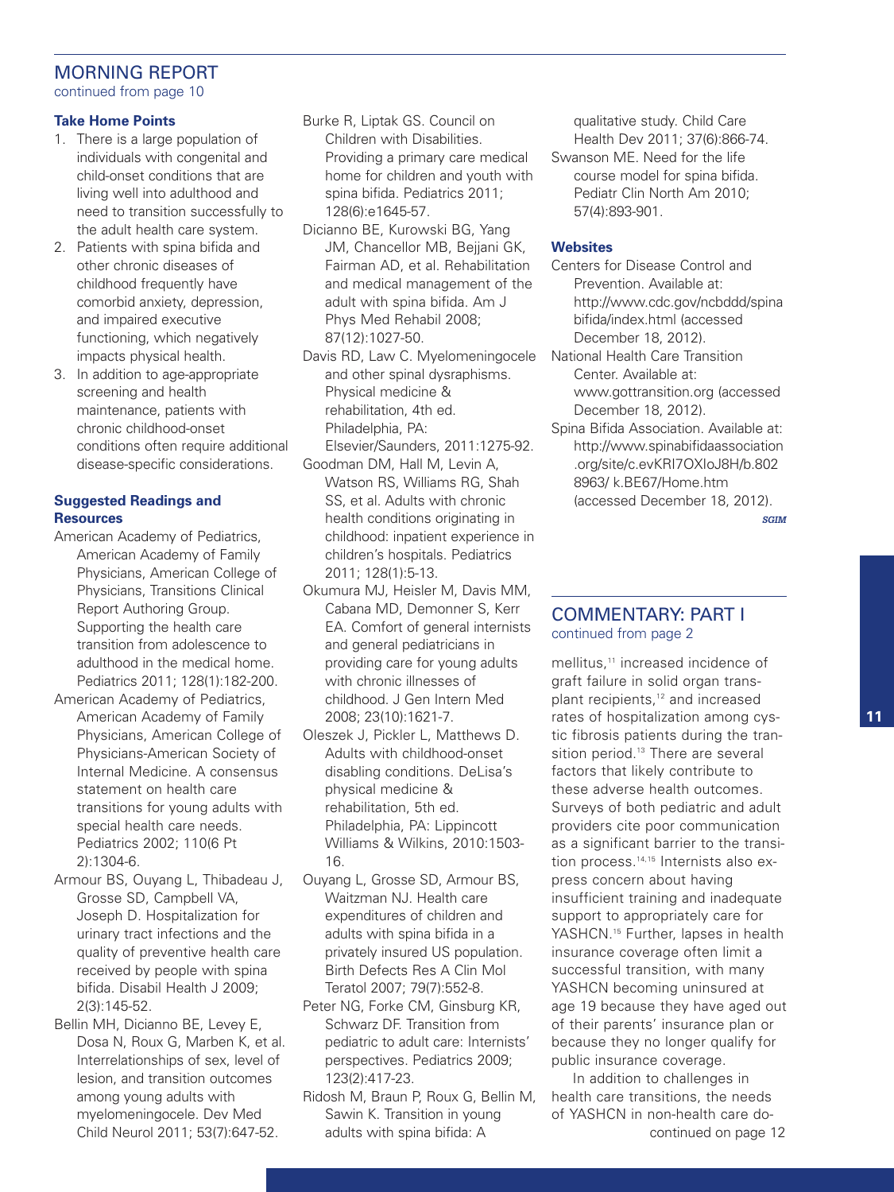## MORNING REPORT

continued from page 10

### Take Home Points

1. There is a large population of individuals with congenital and child-onset conditions that are living well into adulthood and need to transition successfully to the adult health care system.
2. Patients with spina bifida and other chronic diseases of childhood frequently have comorbid anxiety, depression, and impaired executive functioning, which negatively impacts physical health.
3. In addition to age-appropriate screening and health maintenance, patients with chronic childhood-onset conditions often require additional disease-specific considerations.

### Suggested Readings and Resources

American Academy of Pediatrics, American Academy of Family Physicians, American College of Physicians, Transitions Clinical Report Authoring Group. Supporting the health care transition from adolescence to adulthood in the medical home. Pediatrics 2011; 128(1):182-200.

American Academy of Pediatrics, American Academy of Family Physicians, American College of Physicians-American Society of Internal Medicine. A consensus statement on health care transitions for young adults with special health care needs. Pediatrics 2002; 110(6 Pt 2):1304-6.

Armour BS, Ouyang L, Thibadeau J, Grosse SD, Campbell VA, Joseph D. Hospitalization for urinary tract infections and the quality of preventive health care received by people with spina bifida. Disabil Health J 2009; 2(3):145-52.

Bellin MH, Dicianno BE, Levey E, Dosa N, Roux G, Marben K, et al. Interrelationships of sex, level of lesion, and transition outcomes among young adults with myelomeningocele. Dev Med Child Neurol 2011; 53(7):647-52.

Burke R, Liptak GS. Council on Children with Disabilities. Providing a primary care medical home for children and youth with spina bifida. Pediatrics 2011; 128(6):e1645-57.

Dicianno BE, Kurowski BG, Yang JM, Chancellor MB, Bejjani GK, Fairman AD, et al. Rehabilitation and medical management of the adult with spina bifida. Am J Phys Med Rehabil 2008; 87(12):1027-50.

Davis RD, Law C. Myelomeningocele and other spinal dysraphisms. Physical medicine & rehabilitation, 4th ed. Philadelphia, PA: Elsevier/Saunders, 2011:1275-92.

Goodman DM, Hall M, Levin A, Watson RS, Williams RG, Shah SS, et al. Adults with chronic health conditions originating in childhood: inpatient experience in children's hospitals. Pediatrics 2011; 128(1):5-13.

Okumura MJ, Heisler M, Davis MM, Cabana MD, Demonner S, Kerr EA. Comfort of general internists and general pediatricians in providing care for young adults with chronic illnesses of childhood. J Gen Intern Med 2008; 23(10):1621-7.

Oleszek J, Pickler L, Matthews D. Adults with childhood-onset disabling conditions. DeLisa's physical medicine & rehabilitation, 5th ed. Philadelphia, PA: Lippincott Williams & Wilkins, 2010:1503-16.

Ouyang L, Grosse SD, Armour BS, Waitzman NJ. Health care expenditures of children and adults with spina bifida in a privately insured US population. Birth Defects Res A Clin Mol Teratol 2007; 79(7):552-8.

Peter NG, Forke CM, Ginsburg KR, Schwarz DF. Transition from pediatric to adult care: Internists' perspectives. Pediatrics 2009; 123(2):417-23.

Ridosh M, Braun P, Roux G, Bellin M, Sawin K. Transition in young adults with spina bifida: A qualitative study. Child Care Health Dev 2011; 37(6):866-74.

Swanson ME. Need for the life course model for spina bifida. Pediatr Clin North Am 2010; 57(4):893-901.

### Websites

Centers for Disease Control and Prevention. Available at: http://www.cdc.gov/ncbddd/spinabifida/index.html (accessed December 18, 2012).

National Health Care Transition Center. Available at: www.gottransition.org (accessed December 18, 2012).

Spina Bifida Association. Available at: http://www.spinabifidaassociation.org/site/c.evKRI7OXIoJ8H/b.8028963/ k.BE67/Home.htm (accessed December 18, 2012).

*SGIM*

## COMMENTARY: PART I

continued from page 2

mellitus,[11] increased incidence of graft failure in solid organ transplant recipients,[12] and increased rates of hospitalization among cystic fibrosis patients during the transition period.[13] There are several factors that likely contribute to these adverse health outcomes. Surveys of both pediatric and adult providers cite poor communication as a significant barrier to the transition process.[14,15] Internists also express concern about having insufficient training and inadequate support to appropriately care for YASHCN.[15] Further, lapses in health insurance coverage often limit a successful transition, with many YASHCN becoming uninsured at age 19 because they have aged out of their parents' insurance plan or because they no longer qualify for public insurance coverage.

In addition to challenges in health care transitions, the needs of YASHCN in non-health care do-

continued on page 12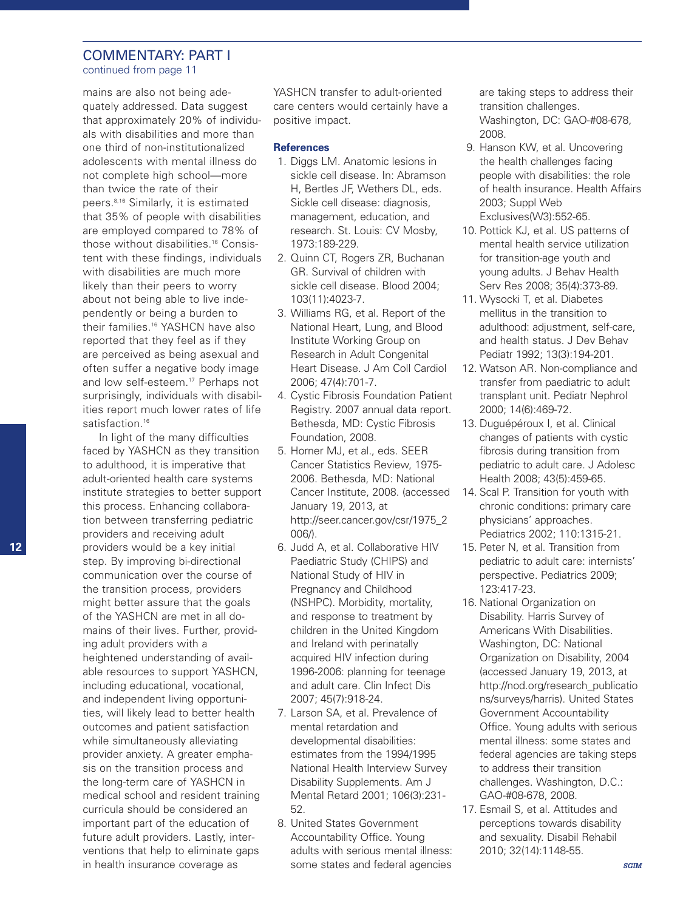## COMMENTARY: PART I

continued from page 11

mains are also not being adequately addressed. Data suggest that approximately 20% of individuals with disabilities and more than one third of non-institutionalized adolescents with mental illness do not complete high school—more than twice the rate of their peers.[8,16] Similarly, it is estimated that 35% of people with disabilities are employed compared to 78% of those without disabilities.[16] Consistent with these findings, individuals with disabilities are much more likely than their peers to worry about not being able to live independently or being a burden to their families.[16] YASHCN have also reported that they feel as if they are perceived as being asexual and often suffer a negative body image and low self-esteem.[17] Perhaps not surprisingly, individuals with disabilities report much lower rates of life satisfaction.[16]

In light of the many difficulties faced by YASHCN as they transition to adulthood, it is imperative that adult-oriented health care systems institute strategies to better support this process. Enhancing collaboration between transferring pediatric providers and receiving adult providers would be a key initial step. By improving bi-directional communication over the course of the transition process, providers might better assure that the goals of the YASHCN are met in all domains of their lives. Further, providing adult providers with a heightened understanding of available resources to support YASHCN, including educational, vocational, and independent living opportunities, will likely lead to better health outcomes and patient satisfaction while simultaneously alleviating provider anxiety. A greater emphasis on the transition process and the long-term care of YASHCN in medical school and resident training curricula should be considered an important part of the education of future adult providers. Lastly, interventions that help to eliminate gaps in health insurance coverage as YASHCN transfer to adult-oriented care centers would certainly have a positive impact.

### References

1. Diggs LM. Anatomic lesions in sickle cell disease. In: Abramson H, Bertles JF, Wethers DL, eds. Sickle cell disease: diagnosis, management, education, and research. St. Louis: CV Mosby, 1973:189-229.
2. Quinn CT, Rogers ZR, Buchanan GR. Survival of children with sickle cell disease. Blood 2004; 103(11):4023-7.
3. Williams RG, et al. Report of the National Heart, Lung, and Blood Institute Working Group on Research in Adult Congenital Heart Disease. J Am Coll Cardiol 2006; 47(4):701-7.
4. Cystic Fibrosis Foundation Patient Registry. 2007 annual data report. Bethesda, MD: Cystic Fibrosis Foundation, 2008.
5. Horner MJ, et al., eds. SEER Cancer Statistics Review, 1975-2006. Bethesda, MD: National Cancer Institute, 2008. (accessed January 19, 2013, at http://seer.cancer.gov/csr/1975_2006/).
6. Judd A, et al. Collaborative HIV Paediatric Study (CHIPS) and National Study of HIV in Pregnancy and Childhood (NSHPC). Morbidity, mortality, and response to treatment by children in the United Kingdom and Ireland with perinatally acquired HIV infection during 1996-2006: planning for teenage and adult care. Clin Infect Dis 2007; 45(7):918-24.
7. Larson SA, et al. Prevalence of mental retardation and developmental disabilities: estimates from the 1994/1995 National Health Interview Survey Disability Supplements. Am J Mental Retard 2001; 106(3):231-52.
8. United States Government Accountability Office. Young adults with serious mental illness: some states and federal agencies are taking steps to address their transition challenges. Washington, DC: GAO-#08-678, 2008.
9. Hanson KW, et al. Uncovering the health challenges facing people with disabilities: the role of health insurance. Health Affairs 2003; Suppl Web Exclusives(W3):552-65.
10. Pottick KJ, et al. US patterns of mental health service utilization for transition-age youth and young adults. J Behav Health Serv Res 2008; 35(4):373-89.
11. Wysocki T, et al. Diabetes mellitus in the transition to adulthood: adjustment, self-care, and health status. J Dev Behav Pediatr 1992; 13(3):194-201.
12. Watson AR. Non-compliance and transfer from paediatric to adult transplant unit. Pediatr Nephrol 2000; 14(6):469-72.
13. Duguépéroux I, et al. Clinical changes of patients with cystic fibrosis during transition from pediatric to adult care. J Adolesc Health 2008; 43(5):459-65.
14. Scal P. Transition for youth with chronic conditions: primary care physicians' approaches. Pediatrics 2002; 110:1315-21.
15. Peter N, et al. Transition from pediatric to adult care: internists' perspective. Pediatrics 2009; 123:417-23.
16. National Organization on Disability. Harris Survey of Americans With Disabilities. Washington, DC: National Organization on Disability, 2004 (accessed January 19, 2013, at http://nod.org/research_publications/surveys/harris). United States Government Accountability Office. Young adults with serious mental illness: some states and federal agencies are taking steps to address their transition challenges. Washington, D.C.: GAO-#08-678, 2008.
17. Esmail S, et al. Attitudes and perceptions towards disability and sexuality. Disabil Rehabil 2010; 32(14):1148-55.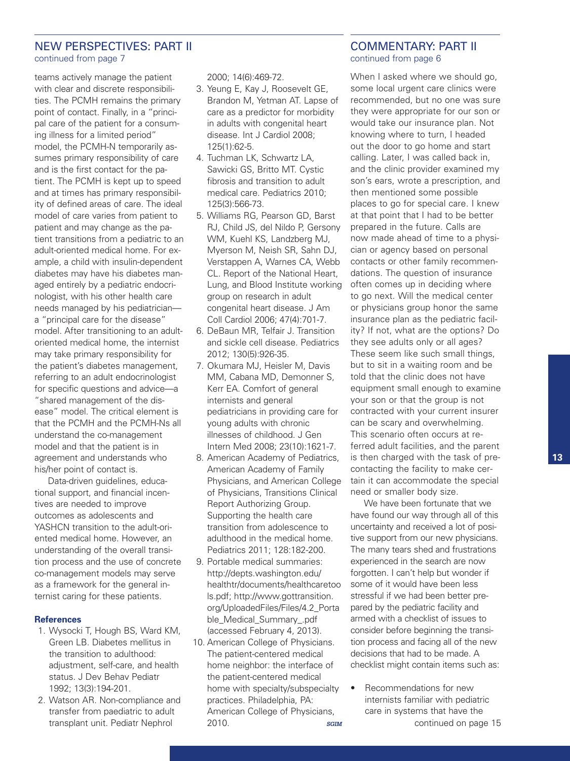## NEW PERSPECTIVES: PART II

continued from page 7

teams actively manage the patient with clear and discrete responsibilities. The PCMH remains the primary point of contact. Finally, in a "principal care of the patient for a consuming illness for a limited period" model, the PCMH-N temporarily assumes primary responsibility of care and is the first contact for the patient. The PCMH is kept up to speed and at times has primary responsibility of defined areas of care. The ideal model of care varies from patient to patient and may change as the patient transitions from a pediatric to an adult-oriented medical home. For example, a child with insulin-dependent diabetes may have his diabetes managed entirely by a pediatric endocrinologist, with his other health care needs managed by his pediatrician—a "principal care for the disease" model. After transitioning to an adult-oriented medical home, the internist may take primary responsibility for the patient's diabetes management, referring to an adult endocrinologist for specific questions and advice—a "shared management of the disease" model. The critical element is that the PCMH and the PCMH-Ns all understand the co-management model and that the patient is in agreement and understands who his/her point of contact is.

Data-driven guidelines, educational support, and financial incentives are needed to improve outcomes as adolescents and YASHCN transition to the adult-oriented medical home. However, an understanding of the overall transition process and the use of concrete co-management models may serve as a framework for the general internist caring for these patients.

**References**

1. Wysocki T, Hough BS, Ward KM, Green LB. Diabetes mellitus in the transition to adulthood: adjustment, self-care, and health status. J Dev Behav Pediatr 1992; 13(3):194-201.
2. Watson AR. Non-compliance and transfer from paediatric to adult transplant unit. Pediatr Nephrol 2000; 14(6):469-72.
3. Yeung E, Kay J, Roosevelt GE, Brandon M, Yetman AT. Lapse of care as a predictor for morbidity in adults with congenital heart disease. Int J Cardiol 2008; 125(1):62-5.
4. Tuchman LK, Schwartz LA, Sawicki GS, Britto MT. Cystic fibrosis and transition to adult medical care. Pediatrics 2010; 125(3):566-73.
5. Williams RG, Pearson GD, Barst RJ, Child JS, del Nildo P, Gersony WM, Kuehl KS, Landzberg MJ, Myerson M, Neish SR, Sahn DJ, Verstappen A, Warnes CA, Webb CL. Report of the National Heart, Lung, and Blood Institute working group on research in adult congenital heart disease. J Am Coll Cardiol 2006; 47(4):701-7.
6. DeBaun MR, Telfair J. Transition and sickle cell disease. Pediatrics 2012; 130(5):926-35.
7. Okumara MJ, Heisler M, Davis MM, Cabana MD, Demonner S, Kerr EA. Comfort of general internists and general pediatricians in providing care for young adults with chronic illnesses of childhood. J Gen Intern Med 2008; 23(10):1621-7.
8. American Academy of Pediatrics, American Academy of Family Physicians, and American College of Physicians, Transitions Clinical Report Authorizing Group. Supporting the health care transition from adolescence to adulthood in the medical home. Pediatrics 2011; 128:182-200.
9. Portable medical summaries: http://depts.washington.edu/healthtr/documents/healthcaretools.pdf; http://www.gottransition.org/UploadedFiles/Files/4.2_Portable_Medical_Summary_.pdf (accessed February 4, 2013).
10. American College of Physicians. The patient-centered medical home neighbor: the interface of the patient-centered medical home with specialty/subspecialty practices. Philadelphia, PA: American College of Physicians, 2010.

*SGIM*

## COMMENTARY: PART II

continued from page 6

When I asked where we should go, some local urgent care clinics were recommended, but no one was sure they were appropriate for our son or would take our insurance plan. Not knowing where to turn, I headed out the door to go home and start calling. Later, I was called back in, and the clinic provider examined my son's ears, wrote a prescription, and then mentioned some possible places to go for special care. I knew at that point that I had to be better prepared in the future. Calls are now made ahead of time to a physician or agency based on personal contacts or other family recommendations. The question of insurance often comes up in deciding where to go next. Will the medical center or physicians group honor the same insurance plan as the pediatric facility? If not, what are the options? Do they see adults only or all ages? These seem like such small things, but to sit in a waiting room and be told that the clinic does not have equipment small enough to examine your son or that the group is not contracted with your current insurer can be scary and overwhelming. This scenario often occurs at referred adult facilities, and the parent is then charged with the task of pre-contacting the facility to make certain it can accommodate the special need or smaller body size.

We have been fortunate that we have found our way through all of this uncertainty and received a lot of positive support from our new physicians. The many tears shed and frustrations experienced in the search are now forgotten. I can't help but wonder if some of it would have been less stressful if we had been better prepared by the pediatric facility and armed with a checklist of issues to consider before beginning the transition process and facing all of the new decisions that had to be made. A checklist might contain items such as:

- Recommendations for new internists familiar with pediatric care in systems that have the

continued on page 15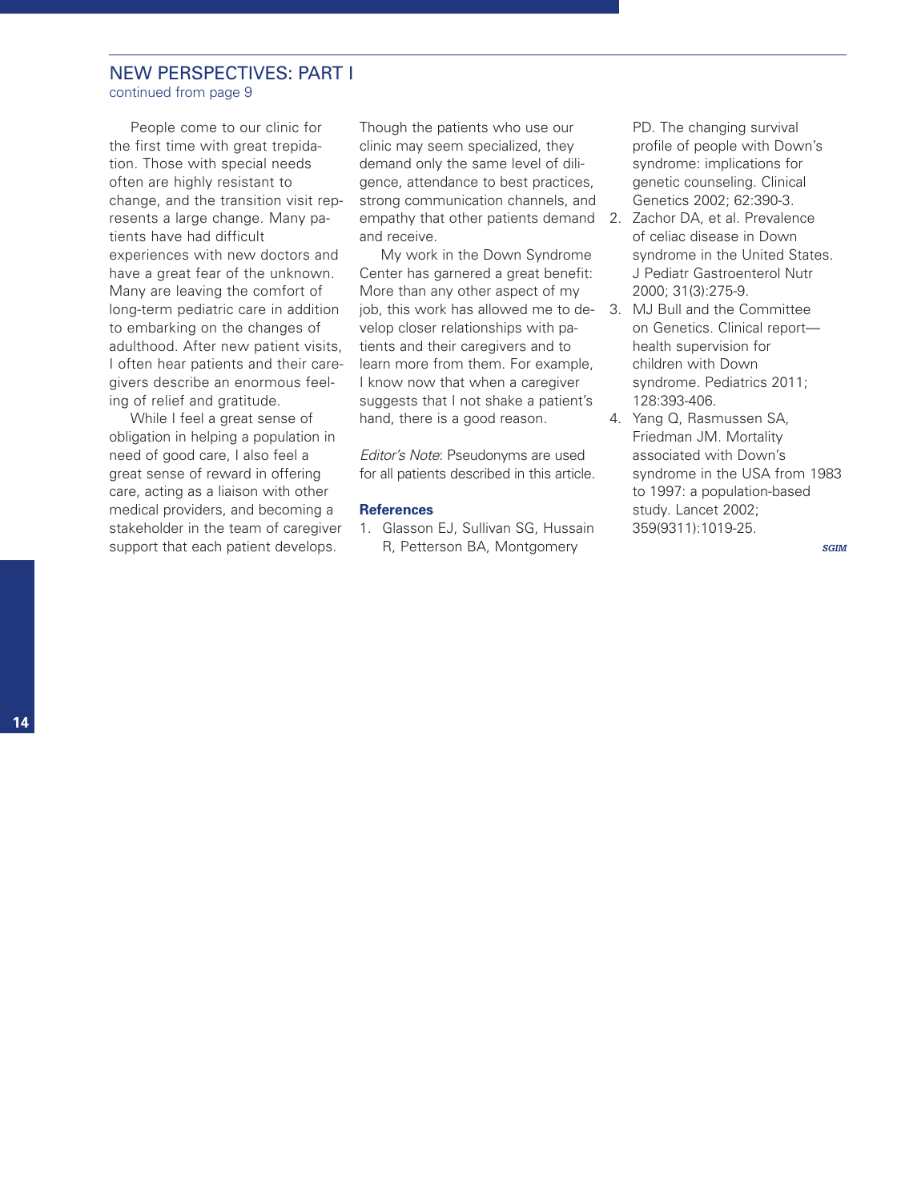## NEW PERSPECTIVES: PART I

continued from page 9

People come to our clinic for the first time with great trepidation. Those with special needs often are highly resistant to change, and the transition visit represents a large change. Many patients have had difficult experiences with new doctors and have a great fear of the unknown. Many are leaving the comfort of long-term pediatric care in addition to embarking on the changes of adulthood. After new patient visits, I often hear patients and their caregivers describe an enormous feeling of relief and gratitude.

While I feel a great sense of obligation in helping a population in need of good care, I also feel a great sense of reward in offering care, acting as a liaison with other medical providers, and becoming a stakeholder in the team of caregiver support that each patient develops. Though the patients who use our clinic may seem specialized, they demand only the same level of diligence, attendance to best practices, strong communication channels, and empathy that other patients demand and receive.

My work in the Down Syndrome Center has garnered a great benefit: More than any other aspect of my job, this work has allowed me to develop closer relationships with patients and their caregivers and to learn more from them. For example, I know now that when a caregiver suggests that I not shake a patient's hand, there is a good reason.

*Editor's Note*: Pseudonyms are used for all patients described in this article.

### References

1. Glasson EJ, Sullivan SG, Hussain R, Petterson BA, Montgomery PD. The changing survival profile of people with Down's syndrome: implications for genetic counseling. Clinical Genetics 2002; 62:390-3.
2. Zachor DA, et al. Prevalence of celiac disease in Down syndrome in the United States. J Pediatr Gastroenterol Nutr 2000; 31(3):275-9.
3. MJ Bull and the Committee on Genetics. Clinical report—health supervision for children with Down syndrome. Pediatrics 2011; 128:393-406.
4. Yang Q, Rasmussen SA, Friedman JM. Mortality associated with Down's syndrome in the USA from 1983 to 1997: a population-based study. Lancet 2002; 359(9311):1019-25.

*SGIM*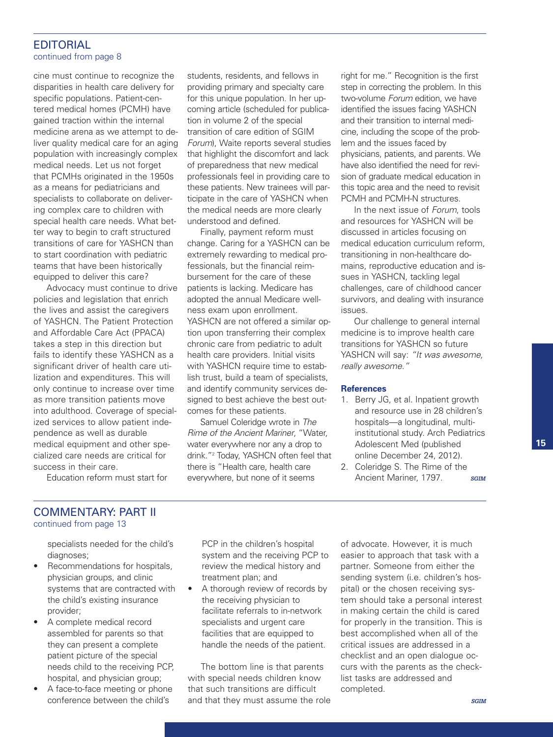## EDITORIAL

continued from page 8

cine must continue to recognize the disparities in health care delivery for specific populations. Patient-centered medical homes (PCMH) have gained traction within the internal medicine arena as we attempt to deliver quality medical care for an aging population with increasingly complex medical needs. Let us not forget that PCMHs originated in the 1950s as a means for pediatricians and specialists to collaborate on delivering complex care to children with special health care needs. What better way to begin to craft structured transitions of care for YASHCN than to start coordination with pediatric teams that have been historically equipped to deliver this care?

Advocacy must continue to drive policies and legislation that enrich the lives and assist the caregivers of YASHCN. The Patient Protection and Affordable Care Act (PPACA) takes a step in this direction but fails to identify these YASHCN as a significant driver of health care utilization and expenditures. This will only continue to increase over time as more transition patients move into adulthood. Coverage of specialized services to allow patient independence as well as durable medical equipment and other specialized care needs are critical for success in their care.

Education reform must start for students, residents, and fellows in providing primary and specialty care for this unique population. In her upcoming article (scheduled for publication in volume 2 of the special transition of care edition of SGIM *Forum*), Waite reports several studies that highlight the discomfort and lack of preparedness that new medical professionals feel in providing care to these patients. New trainees will participate in the care of YASHCN when the medical needs are more clearly understood and defined.

Finally, payment reform must change. Caring for a YASHCN can be extremely rewarding to medical professionals, but the financial reimbursement for the care of these patients is lacking. Medicare has adopted the annual Medicare wellness exam upon enrollment. YASHCN are not offered a similar option upon transferring their complex chronic care from pediatric to adult health care providers. Initial visits with YASHCN require time to establish trust, build a team of specialists, and identify community services designed to best achieve the best outcomes for these patients.

Samuel Coleridge wrote in *The Rime of the Ancient Mariner*, "Water, water everywhere nor any a drop to drink."[2] Today, YASHCN often feel that there is "Health care, health care everywhere, but none of it seems right for me." Recognition is the first step in correcting the problem. In this two-volume *Forum* edition, we have identified the issues facing YASHCN and their transition to internal medicine, including the scope of the problem and the issues faced by physicians, patients, and parents. We have also identified the need for revision of graduate medical education in this topic area and the need to revisit PCMH and PCMH-N structures.

In the next issue of *Forum*, tools and resources for YASHCN will be discussed in articles focusing on medical education curriculum reform, transitioning in non-healthcare domains, reproductive education and issues in YASHCN, tackling legal challenges, care of childhood cancer survivors, and dealing with insurance issues.

Our challenge to general internal medicine is to improve health care transitions for YASHCN so future YASHCN will say: *"It was awesome, really awesome."*

### References

1. Berry JG, et al. Inpatient growth and resource use in 28 children's hospitals—a longitudinal, multi-institutional study. Arch Pediatrics Adolescent Med (published online December 24, 2012).
2. Coleridge S. The Rime of the Ancient Mariner, 1797.

*SGIM*

## COMMENTARY: PART II

continued from page 13

specialists needed for the child's diagnoses;

- Recommendations for hospitals, physician groups, and clinic systems that are contracted with the child's existing insurance provider;
- A complete medical record assembled for parents so that they can present a complete patient picture of the special needs child to the receiving PCP, hospital, and physician group;
- A face-to-face meeting or phone conference between the child's PCP in the children's hospital system and the receiving PCP to review the medical history and treatment plan; and
- A thorough review of records by the receiving physician to facilitate referrals to in-network specialists and urgent care facilities that are equipped to handle the needs of the patient.

The bottom line is that parents with special needs children know that such transitions are difficult and that they must assume the role of advocate. However, it is much easier to approach that task with a partner. Someone from either the sending system (i.e. children's hospital) or the chosen receiving system should take a personal interest in making certain the child is cared for properly in the transition. This is best accomplished when all of the critical issues are addressed in a checklist and an open dialogue occurs with the parents as the checklist tasks are addressed and completed.

*SGIM*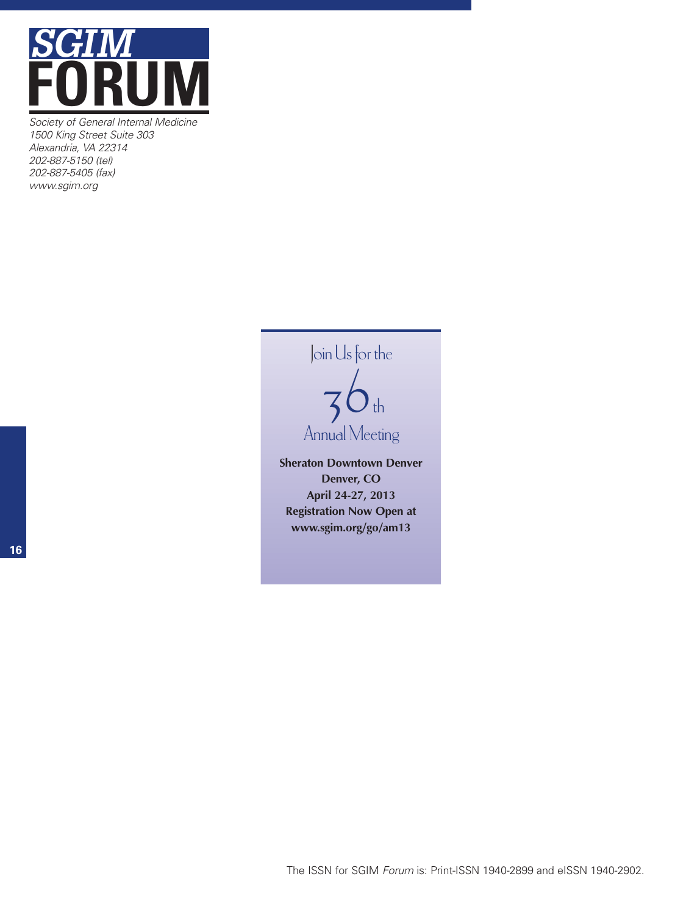# SGIM FORUM

*Society of General Internal Medicine*
*1500 King Street Suite 303*
*Alexandria, VA 22314*
*202-887-5150 (tel)*
*202-887-5405 (fax)*
*www.sgim.org*

Join Us for the

36th

Annual Meeting

**Sheraton Downtown Denver**
**Denver, CO**
**April 24-27, 2013**
**Registration Now Open at**
**www.sgim.org/go/am13**

The ISSN for SGIM *Forum* is: Print-ISSN 1940-2899 and eISSN 1940-2902.